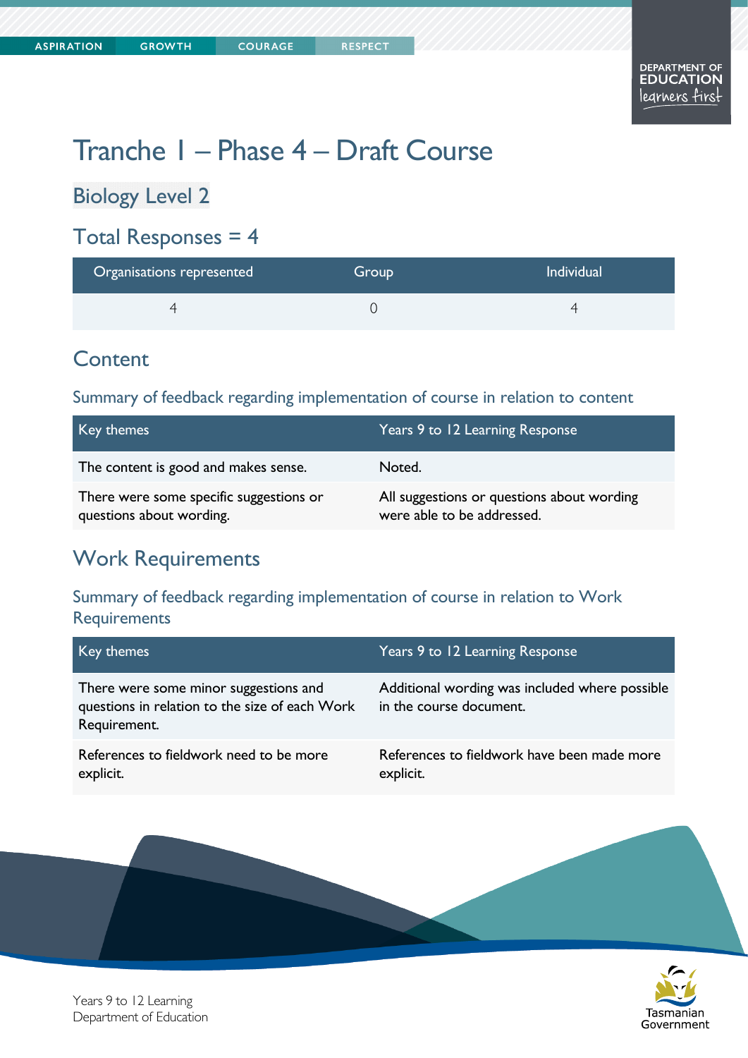# Tranche 1 – Phase 4 – Draft Course

## Biology Level 2

## Total Responses = 4

| Organisations represented | Group | Individual |
|---|---|---|
| 4 | 0 | 4 |

## Content

### Summary of feedback regarding implementation of course in relation to content

| Key themes | Years 9 to 12 Learning Response |
|---|---|
| The content is good and makes sense. | Noted. |
| There were some specific suggestions or questions about wording. | All suggestions or questions about wording were able to be addressed. |

## Work Requirements

### Summary of feedback regarding implementation of course in relation to Work Requirements

| Key themes | Years 9 to 12 Learning Response |
|---|---|
| There were some minor suggestions and questions in relation to the size of each Work Requirement. | Additional wording was included where possible in the course document. |
| References to fieldwork need to be more explicit. | References to fieldwork have been made more explicit. |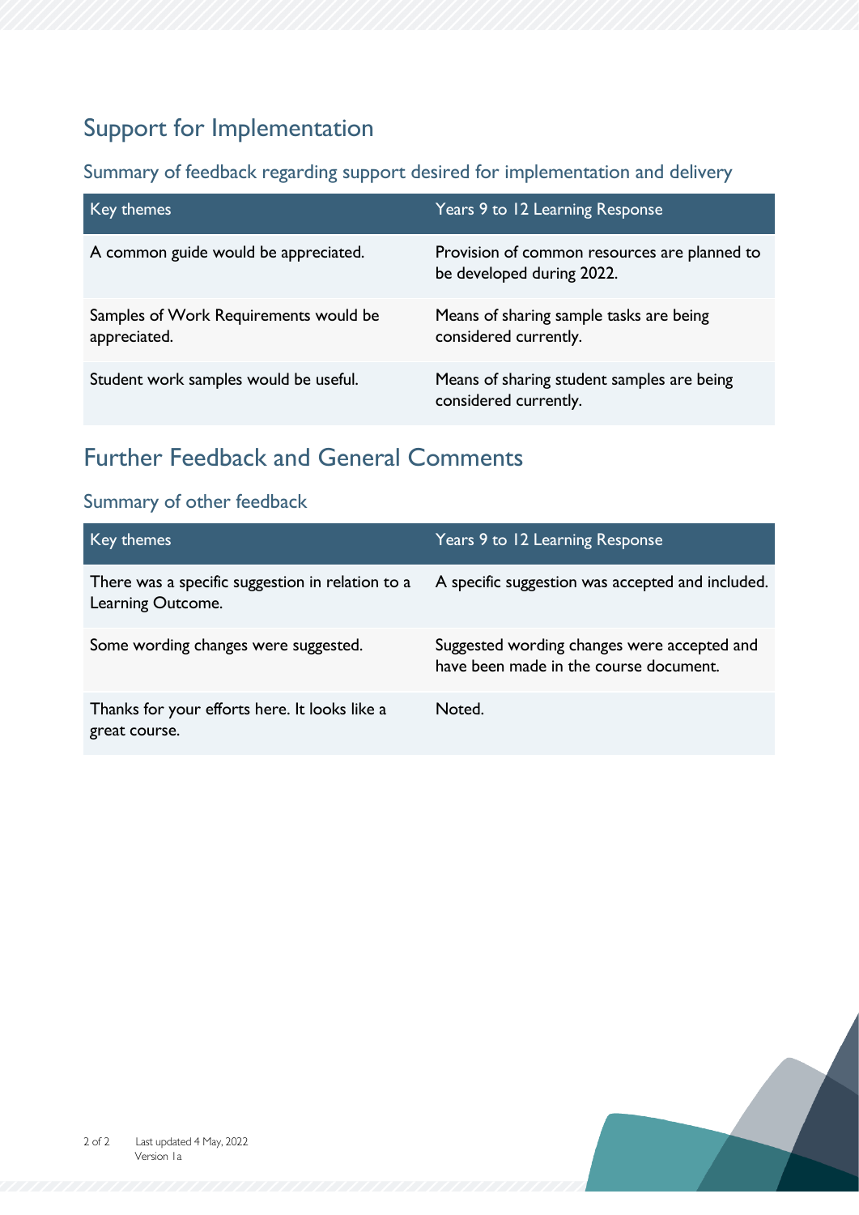## Support for Implementation

### Summary of feedback regarding support desired for implementation and delivery

| Key themes | Years 9 to 12 Learning Response |
|---|---|
| A common guide would be appreciated. | Provision of common resources are planned to be developed during 2022. |
| Samples of Work Requirements would be appreciated. | Means of sharing sample tasks are being considered currently. |
| Student work samples would be useful. | Means of sharing student samples are being considered currently. |

## Further Feedback and General Comments

### Summary of other feedback

| Key themes | Years 9 to 12 Learning Response |
|---|---|
| There was a specific suggestion in relation to a Learning Outcome. | A specific suggestion was accepted and included. |
| Some wording changes were suggested. | Suggested wording changes were accepted and have been made in the course document. |
| Thanks for your efforts here. It looks like a great course. | Noted. |

Last updated 4 May, 2022
Version 1a